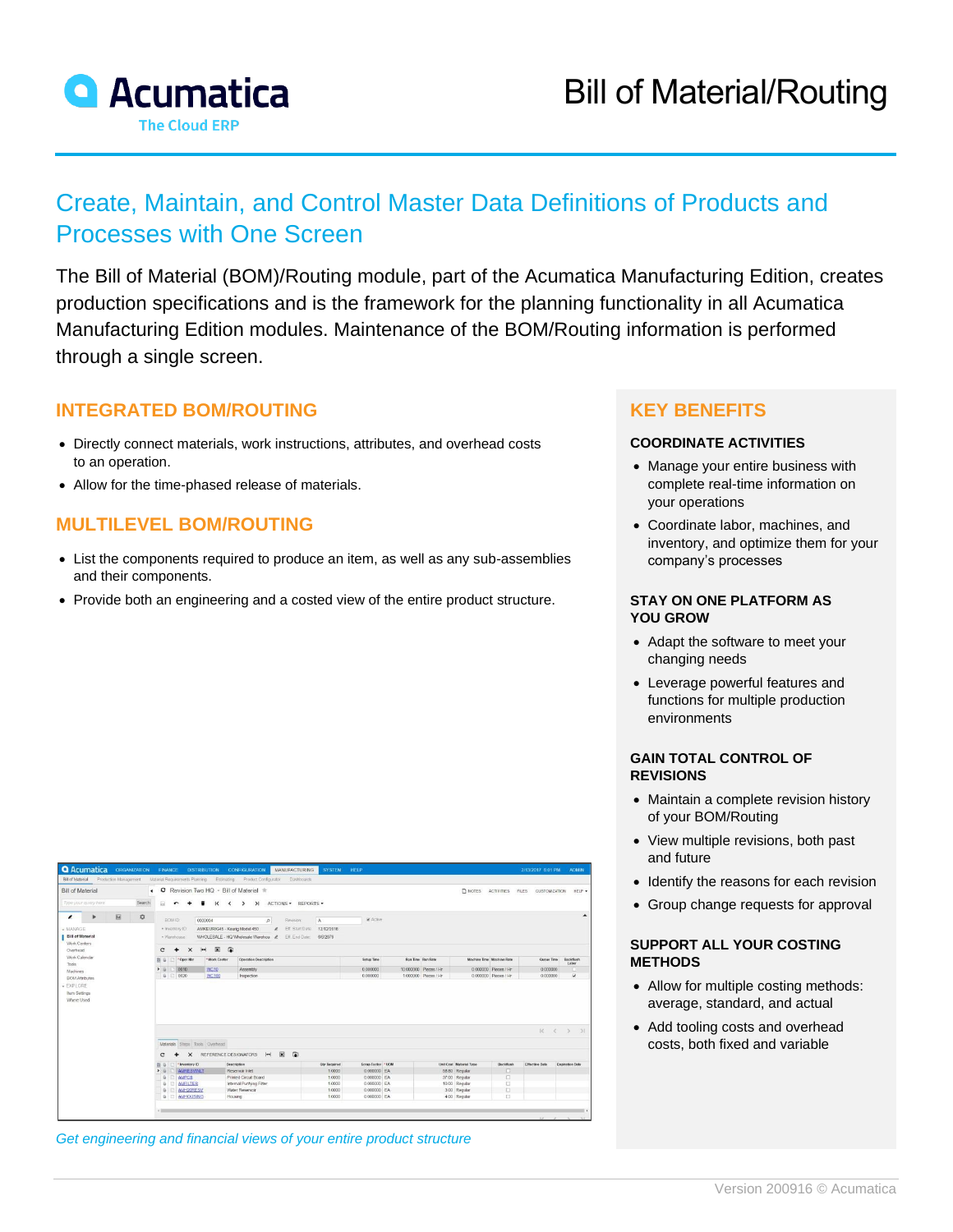# Bill of Material/Routing

## Create, Maintain, and Control Master Data Definitions of Products and Processes with One Screen

The Bill of Material (BOM)/Routing module, part of the Acumatica Manufacturing Edition, creates production specifications and is the framework for the planning functionality in all Acumatica Manufacturing Edition modules. Maintenance of the BOM/Routing information is performed through a single screen.

### INTEGRATED BOM/ROUTING

- Directly connect materials, work instructions, attributes, and overhead costs to an operation.
- Allow for the time-phased release of materials.

### MULTILEVEL BOM/ROUTING

- List the components required to produce an item, as well as any sub-assemblies and their components.
- Provide both an engineering and a costed view of the entire product structure.

*Get engineering and financial views of your entire product structure*

### KEY BENEFITS

#### COORDINATE ACTIVITIES

- Manage your entire business with complete real-time information on your operations
- Coordinate labor, machines, and inventory, and optimize them for your company's processes

#### STAY ON ONE PLATFORM AS YOU GROW

- Adapt the software to meet your changing needs
- Leverage powerful features and functions for multiple production environments

#### GAIN TOTAL CONTROL OF REVISIONS

- Maintain a complete revision history of your BOM/Routing
- View multiple revisions, both past and future
- Identify the reasons for each revision
- Group change requests for approval

#### SUPPORT ALL YOUR COSTING METHODS

- Allow for multiple costing methods: average, standard, and actual
- Add tooling costs and overhead costs, both fixed and variable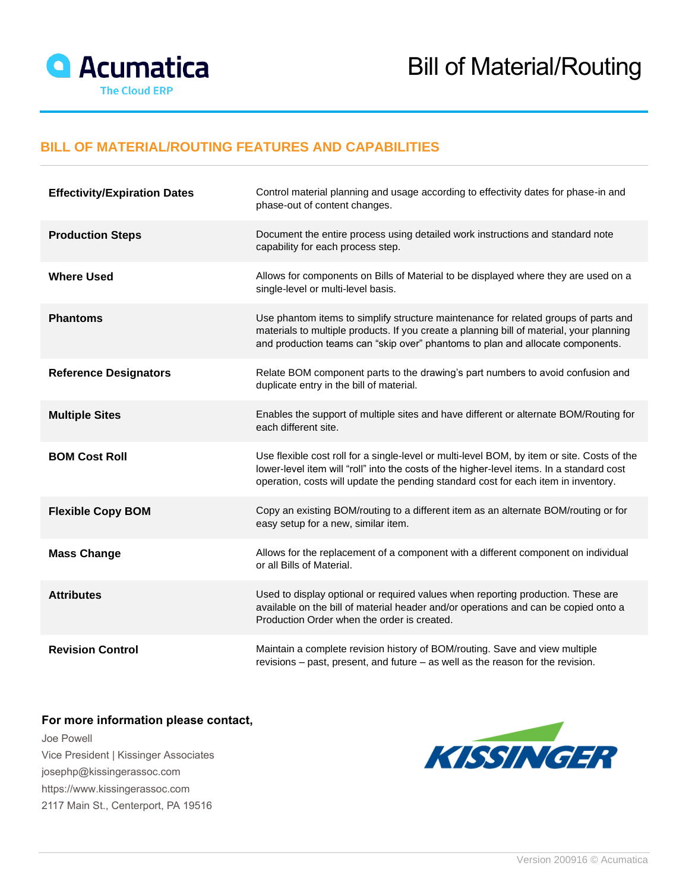# Bill of Material/Routing

## BILL OF MATERIAL/ROUTING FEATURES AND CAPABILITIES

| | |
|---|---|
| **Effectivity/Expiration Dates** | Control material planning and usage according to effectivity dates for phase-in and phase-out of content changes. |
| **Production Steps** | Document the entire process using detailed work instructions and standard note capability for each process step. |
| **Where Used** | Allows for components on Bills of Material to be displayed where they are used on a single-level or multi-level basis. |
| **Phantoms** | Use phantom items to simplify structure maintenance for related groups of parts and materials to multiple products. If you create a planning bill of material, your planning and production teams can "skip over" phantoms to plan and allocate components. |
| **Reference Designators** | Relate BOM component parts to the drawing's part numbers to avoid confusion and duplicate entry in the bill of material. |
| **Multiple Sites** | Enables the support of multiple sites and have different or alternate BOM/Routing for each different site. |
| **BOM Cost Roll** | Use flexible cost roll for a single-level or multi-level BOM, by item or site. Costs of the lower-level item will "roll" into the costs of the higher-level items. In a standard cost operation, costs will update the pending standard cost for each item in inventory. |
| **Flexible Copy BOM** | Copy an existing BOM/routing to a different item as an alternate BOM/routing or for easy setup for a new, similar item. |
| **Mass Change** | Allows for the replacement of a component with a different component on individual or all Bills of Material. |
| **Attributes** | Used to display optional or required values when reporting production. These are available on the bill of material header and/or operations and can be copied onto a Production Order when the order is created. |
| **Revision Control** | Maintain a complete revision history of BOM/routing. Save and view multiple revisions – past, present, and future – as well as the reason for the revision. |

**For more information please contact,**

Joe Powell
Vice President | Kissinger Associates
josephp@kissingerassoc.com
https://www.kissingerassoc.com
2117 Main St., Centerport, PA 19516

Version 200916 © Acumatica